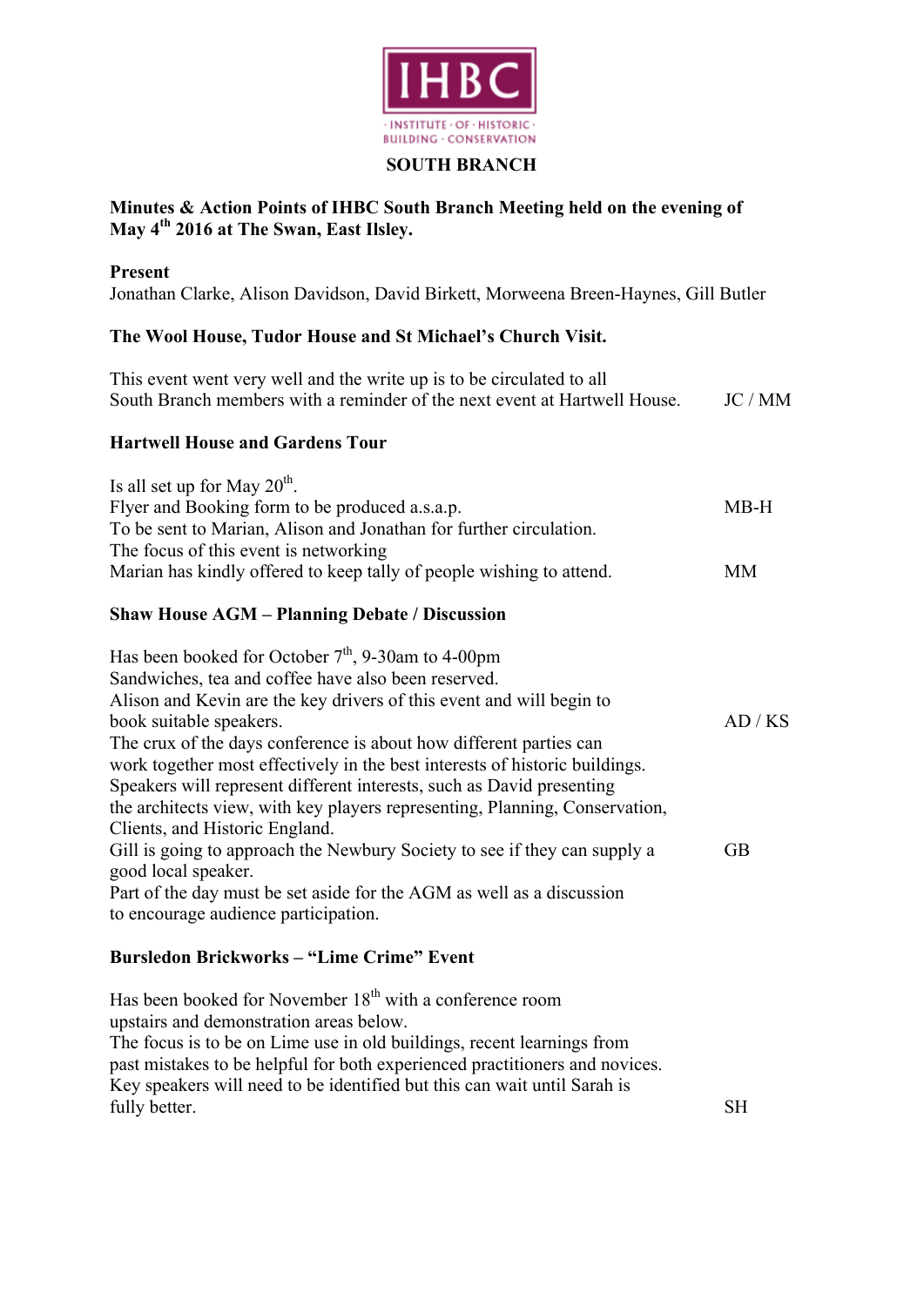IHBC

INSTITUTE · OF · HISTORIC · BUILDING · CONSERVATION

**SOUTH BRANCH**

**Minutes & Action Points of IHBC South Branch Meeting held on the evening of May 4th 2016 at The Swan, East Ilsley.**

**Present**

Jonathan Clarke, Alison Davidson, David Birkett, Morweena Breen-Haynes, Gill Butler

**The Wool House, Tudor House and St Michael's Church Visit.**

This event went very well and the write up is to be circulated to all South Branch members with a reminder of the next event at Hartwell House. — JC / MM

**Hartwell House and Gardens Tour**

Is all set up for May 20th.
Flyer and Booking form to be produced a.s.a.p. — MB-H
To be sent to Marian, Alison and Jonathan for further circulation.
The focus of this event is networking
Marian has kindly offered to keep tally of people wishing to attend. — MM

**Shaw House AGM – Planning Debate / Discussion**

Has been booked for October 7th, 9-30am to 4-00pm
Sandwiches, tea and coffee have also been reserved.
Alison and Kevin are the key drivers of this event and will begin to book suitable speakers. — AD / KS
The crux of the days conference is about how different parties can work together most effectively in the best interests of historic buildings.
Speakers will represent different interests, such as David presenting the architects view, with key players representing, Planning, Conservation, Clients, and Historic England.
Gill is going to approach the Newbury Society to see if they can supply a good local speaker. — GB
Part of the day must be set aside for the AGM as well as a discussion to encourage audience participation.

**Bursledon Brickworks – "Lime Crime" Event**

Has been booked for November 18th with a conference room upstairs and demonstration areas below.
The focus is to be on Lime use in old buildings, recent learnings from past mistakes to be helpful for both experienced practitioners and novices.
Key speakers will need to be identified but this can wait until Sarah is fully better. — SH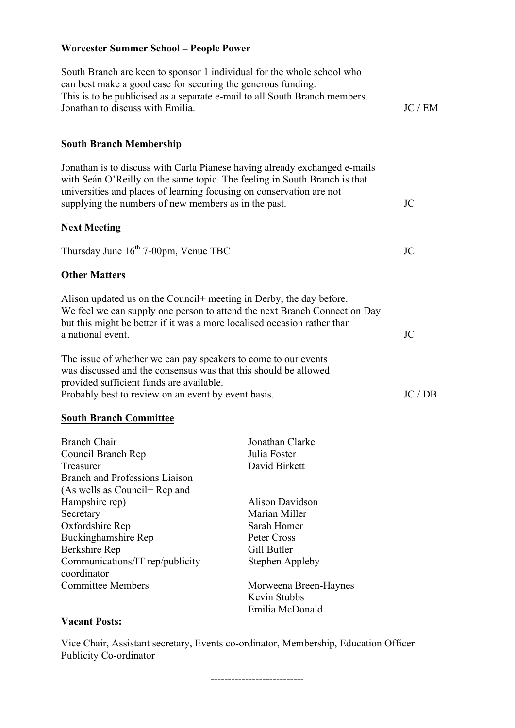**Worcester Summer School – People Power**

South Branch are keen to sponsor 1 individual for the whole school who can best make a good case for securing the generous funding.
This is to be publicised as a separate e-mail to all South Branch members.
Jonathan to discuss with Emilia. JC / EM

**South Branch Membership**

Jonathan is to discuss with Carla Pianese having already exchanged e-mails with Seán O'Reilly on the same topic. The feeling in South Branch is that universities and places of learning focusing on conservation are not supplying the numbers of new members as in the past. JC

**Next Meeting**

Thursday June 16th 7-00pm, Venue TBC JC

**Other Matters**

Alison updated us on the Council+ meeting in Derby, the day before.
We feel we can supply one person to attend the next Branch Connection Day but this might be better if it was a more localised occasion rather than a national event. JC

The issue of whether we can pay speakers to come to our events was discussed and the consensus was that this should be allowed provided sufficient funds are available.
Probably best to review on an event by event basis. JC / DB

**South Branch Committee**

| | |
|---|---|
| Branch Chair | Jonathan Clarke |
| Council Branch Rep | Julia Foster |
| Treasurer | David Birkett |
| Branch and Professions Liaison (As wells as Council+ Rep and Hampshire rep) | Alison Davidson |
| Secretary | Marian Miller |
| Oxfordshire Rep | Sarah Homer |
| Buckinghamshire Rep | Peter Cross |
| Berkshire Rep | Gill Butler |
| Communications/IT rep/publicity coordinator | Stephen Appleby |
| Committee Members | Morweena Breen-Haynes<br>Kevin Stubbs<br>Emilia McDonald |

**Vacant Posts:**

Vice Chair, Assistant secretary, Events co-ordinator, Membership, Education Officer Publicity Co-ordinator

---------------------------